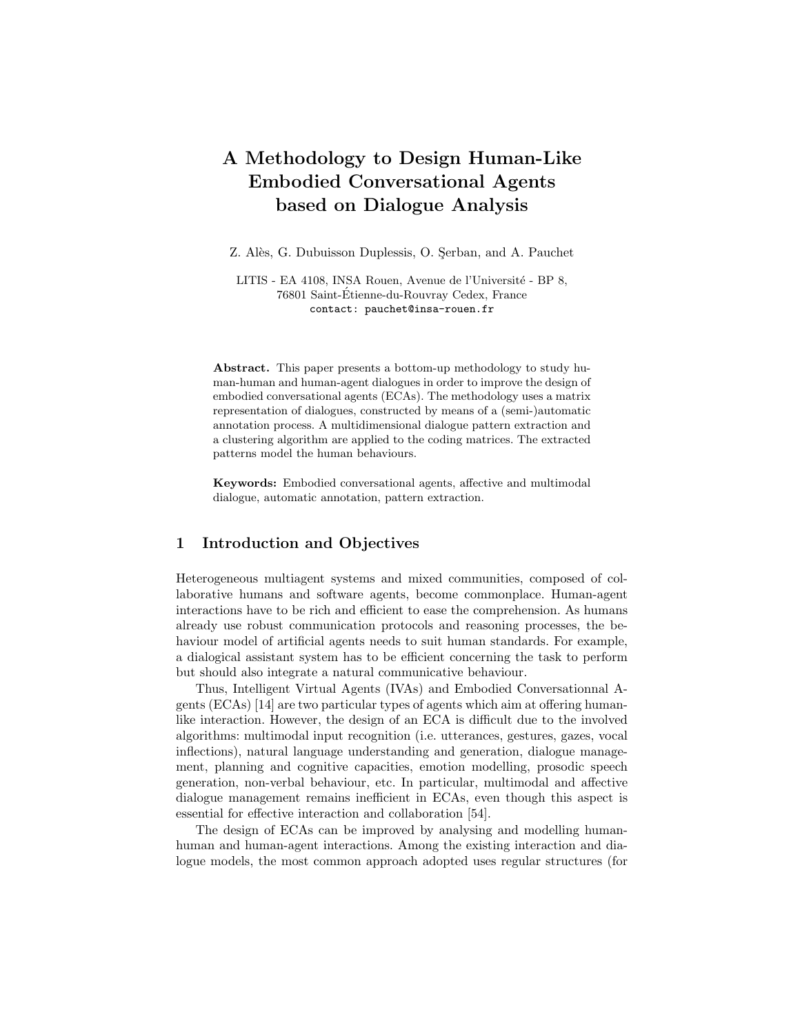# A Methodology to Design Human-Like Embodied Conversational Agents based on Dialogue Analysis

Z. Alès, G. Dubuisson Duplessis, O. Şerban, and A. Pauchet

LITIS - EA 4108, INSA Rouen, Avenue de l'Université - BP 8, 76801 Saint-Étienne-du-Rouvray Cedex, France
contact: pauchet@insa-rouen.fr

**Abstract.** This paper presents a bottom-up methodology to study human-human and human-agent dialogues in order to improve the design of embodied conversational agents (ECAs). The methodology uses a matrix representation of dialogues, constructed by means of a (semi-)automatic annotation process. A multidimensional dialogue pattern extraction and a clustering algorithm are applied to the coding matrices. The extracted patterns model the human behaviours.

**Keywords:** Embodied conversational agents, affective and multimodal dialogue, automatic annotation, pattern extraction.

## 1 Introduction and Objectives

Heterogeneous multiagent systems and mixed communities, composed of collaborative humans and software agents, become commonplace. Human-agent interactions have to be rich and efficient to ease the comprehension. As humans already use robust communication protocols and reasoning processes, the behaviour model of artificial agents needs to suit human standards. For example, a dialogical assistant system has to be efficient concerning the task to perform but should also integrate a natural communicative behaviour.

Thus, Intelligent Virtual Agents (IVAs) and Embodied Conversationnal Agents (ECAs) [14] are two particular types of agents which aim at offering human-like interaction. However, the design of an ECA is difficult due to the involved algorithms: multimodal input recognition (i.e. utterances, gestures, gazes, vocal inflections), natural language understanding and generation, dialogue management, planning and cognitive capacities, emotion modelling, prosodic speech generation, non-verbal behaviour, etc. In particular, multimodal and affective dialogue management remains inefficient in ECAs, even though this aspect is essential for effective interaction and collaboration [54].

The design of ECAs can be improved by analysing and modelling human-human and human-agent interactions. Among the existing interaction and dialogue models, the most common approach adopted uses regular structures (for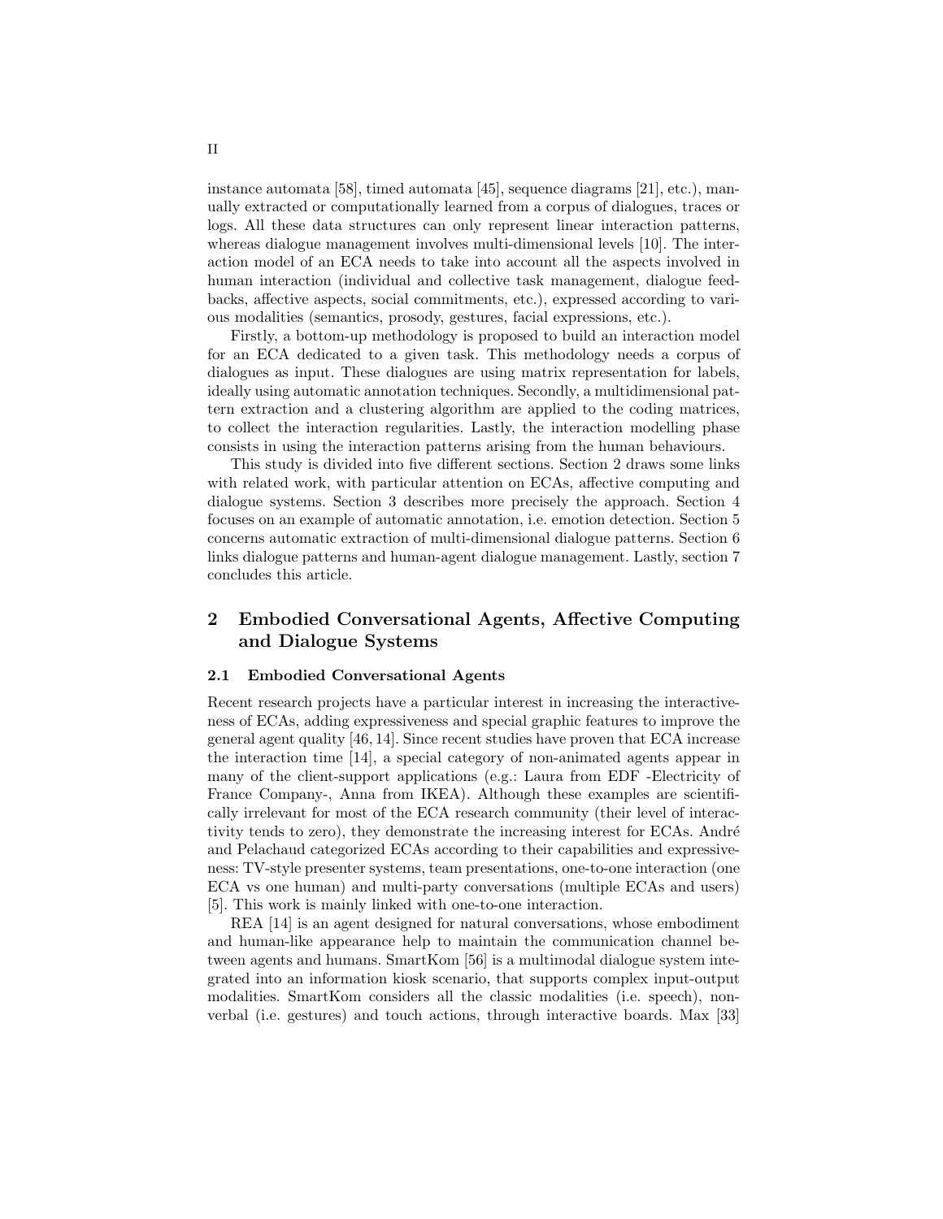instance automata [58], timed automata [45], sequence diagrams [21], etc.), manually extracted or computationally learned from a corpus of dialogues, traces or logs. All these data structures can only represent linear interaction patterns, whereas dialogue management involves multi-dimensional levels [10]. The interaction model of an ECA needs to take into account all the aspects involved in human interaction (individual and collective task management, dialogue feedbacks, affective aspects, social commitments, etc.), expressed according to various modalities (semantics, prosody, gestures, facial expressions, etc.).

Firstly, a bottom-up methodology is proposed to build an interaction model for an ECA dedicated to a given task. This methodology needs a corpus of dialogues as input. These dialogues are using matrix representation for labels, ideally using automatic annotation techniques. Secondly, a multidimensional pattern extraction and a clustering algorithm are applied to the coding matrices, to collect the interaction regularities. Lastly, the interaction modelling phase consists in using the interaction patterns arising from the human behaviours.

This study is divided into five different sections. Section 2 draws some links with related work, with particular attention on ECAs, affective computing and dialogue systems. Section 3 describes more precisely the approach. Section 4 focuses on an example of automatic annotation, i.e. emotion detection. Section 5 concerns automatic extraction of multi-dimensional dialogue patterns. Section 6 links dialogue patterns and human-agent dialogue management. Lastly, section 7 concludes this article.

## 2 Embodied Conversational Agents, Affective Computing and Dialogue Systems

### 2.1 Embodied Conversational Agents

Recent research projects have a particular interest in increasing the interactiveness of ECAs, adding expressiveness and special graphic features to improve the general agent quality [46, 14]. Since recent studies have proven that ECA increase the interaction time [14], a special category of non-animated agents appear in many of the client-support applications (e.g.: Laura from EDF -Electricity of France Company-, Anna from IKEA). Although these examples are scientifically irrelevant for most of the ECA research community (their level of interactivity tends to zero), they demonstrate the increasing interest for ECAs. André and Pelachaud categorized ECAs according to their capabilities and expressiveness: TV-style presenter systems, team presentations, one-to-one interaction (one ECA vs one human) and multi-party conversations (multiple ECAs and users) [5]. This work is mainly linked with one-to-one interaction.

REA [14] is an agent designed for natural conversations, whose embodiment and human-like appearance help to maintain the communication channel between agents and humans. SmartKom [56] is a multimodal dialogue system integrated into an information kiosk scenario, that supports complex input-output modalities. SmartKom considers all the classic modalities (i.e. speech), nonverbal (i.e. gestures) and touch actions, through interactive boards. Max [33]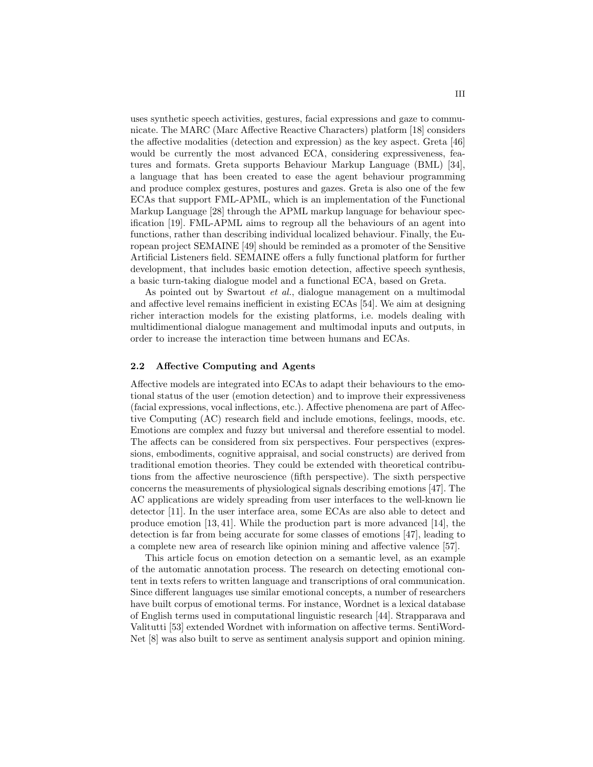uses synthetic speech activities, gestures, facial expressions and gaze to communicate. The MARC (Marc Affective Reactive Characters) platform [18] considers the affective modalities (detection and expression) as the key aspect. Greta [46] would be currently the most advanced ECA, considering expressiveness, features and formats. Greta supports Behaviour Markup Language (BML) [34], a language that has been created to ease the agent behaviour programming and produce complex gestures, postures and gazes. Greta is also one of the few ECAs that support FML-APML, which is an implementation of the Functional Markup Language [28] through the APML markup language for behaviour specification [19]. FML-APML aims to regroup all the behaviours of an agent into functions, rather than describing individual localized behaviour. Finally, the European project SEMAINE [49] should be reminded as a promoter of the Sensitive Artificial Listeners field. SEMAINE offers a fully functional platform for further development, that includes basic emotion detection, affective speech synthesis, a basic turn-taking dialogue model and a functional ECA, based on Greta.

As pointed out by Swartout *et al.*, dialogue management on a multimodal and affective level remains inefficient in existing ECAs [54]. We aim at designing richer interaction models for the existing platforms, i.e. models dealing with multidimentional dialogue management and multimodal inputs and outputs, in order to increase the interaction time between humans and ECAs.

### 2.2 Affective Computing and Agents

Affective models are integrated into ECAs to adapt their behaviours to the emotional status of the user (emotion detection) and to improve their expressiveness (facial expressions, vocal inflections, etc.). Affective phenomena are part of Affective Computing (AC) research field and include emotions, feelings, moods, etc. Emotions are complex and fuzzy but universal and therefore essential to model. The affects can be considered from six perspectives. Four perspectives (expressions, embodiments, cognitive appraisal, and social constructs) are derived from traditional emotion theories. They could be extended with theoretical contributions from the affective neuroscience (fifth perspective). The sixth perspective concerns the measurements of physiological signals describing emotions [47]. The AC applications are widely spreading from user interfaces to the well-known lie detector [11]. In the user interface area, some ECAs are also able to detect and produce emotion [13, 41]. While the production part is more advanced [14], the detection is far from being accurate for some classes of emotions [47], leading to a complete new area of research like opinion mining and affective valence [57].

This article focus on emotion detection on a semantic level, as an example of the automatic annotation process. The research on detecting emotional content in texts refers to written language and transcriptions of oral communication. Since different languages use similar emotional concepts, a number of researchers have built corpus of emotional terms. For instance, Wordnet is a lexical database of English terms used in computational linguistic research [44]. Strapparava and Valitutti [53] extended Wordnet with information on affective terms. SentiWordNet [8] was also built to serve as sentiment analysis support and opinion mining.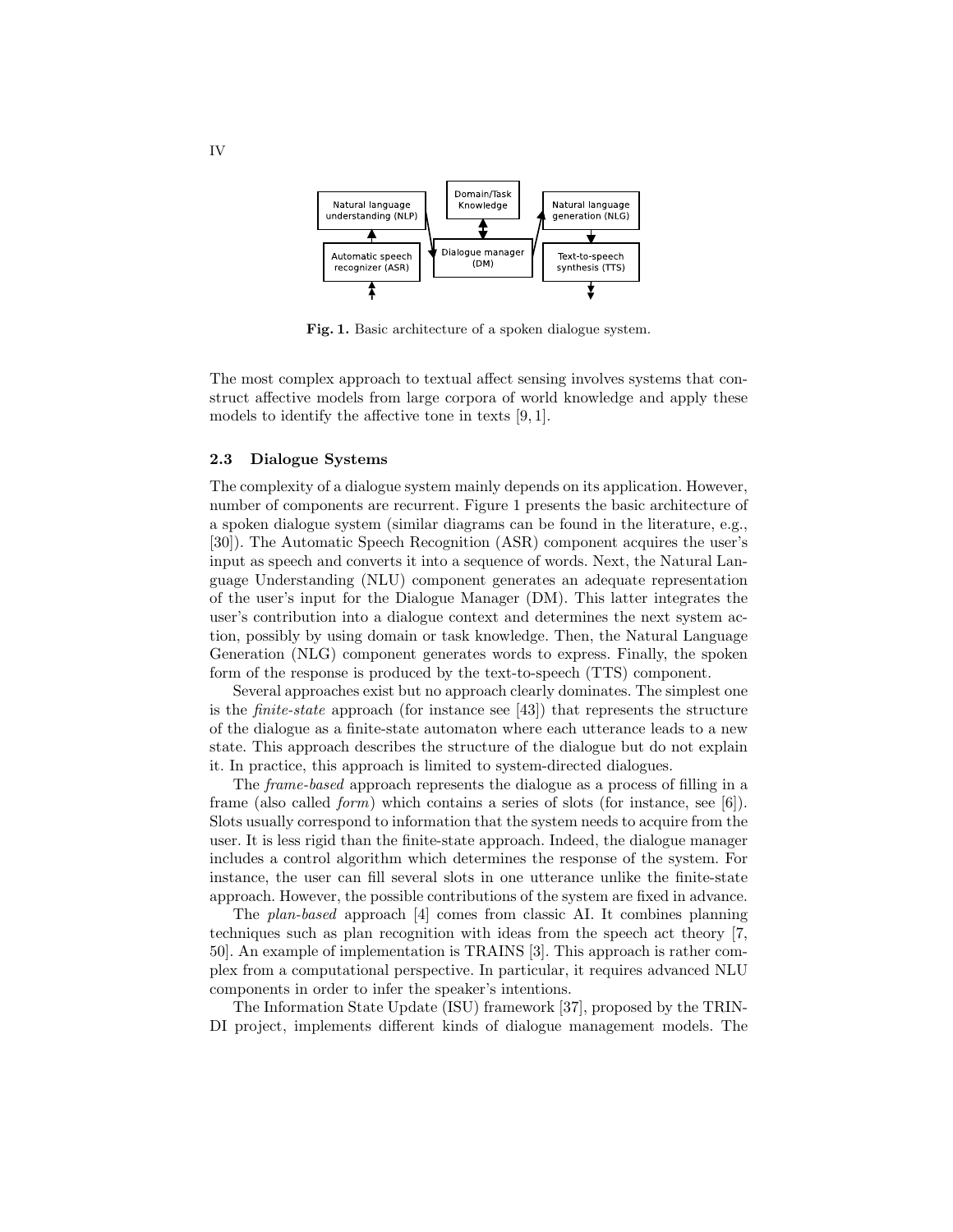Fig. 1. Basic architecture of a spoken dialogue system.

The most complex approach to textual affect sensing involves systems that construct affective models from large corpora of world knowledge and apply these models to identify the affective tone in texts [9, 1].

### 2.3 Dialogue Systems

The complexity of a dialogue system mainly depends on its application. However, number of components are recurrent. Figure 1 presents the basic architecture of a spoken dialogue system (similar diagrams can be found in the literature, e.g., [30]). The Automatic Speech Recognition (ASR) component acquires the user's input as speech and converts it into a sequence of words. Next, the Natural Language Understanding (NLU) component generates an adequate representation of the user's input for the Dialogue Manager (DM). This latter integrates the user's contribution into a dialogue context and determines the next system action, possibly by using domain or task knowledge. Then, the Natural Language Generation (NLG) component generates words to express. Finally, the spoken form of the response is produced by the text-to-speech (TTS) component.

Several approaches exist but no approach clearly dominates. The simplest one is the *finite-state* approach (for instance see [43]) that represents the structure of the dialogue as a finite-state automaton where each utterance leads to a new state. This approach describes the structure of the dialogue but do not explain it. In practice, this approach is limited to system-directed dialogues.

The *frame-based* approach represents the dialogue as a process of filling in a frame (also called *form*) which contains a series of slots (for instance, see [6]). Slots usually correspond to information that the system needs to acquire from the user. It is less rigid than the finite-state approach. Indeed, the dialogue manager includes a control algorithm which determines the response of the system. For instance, the user can fill several slots in one utterance unlike the finite-state approach. However, the possible contributions of the system are fixed in advance.

The *plan-based* approach [4] comes from classic AI. It combines planning techniques such as plan recognition with ideas from the speech act theory [7, 50]. An example of implementation is TRAINS [3]. This approach is rather complex from a computational perspective. In particular, it requires advanced NLU components in order to infer the speaker's intentions.

The Information State Update (ISU) framework [37], proposed by the TRINDI project, implements different kinds of dialogue management models. The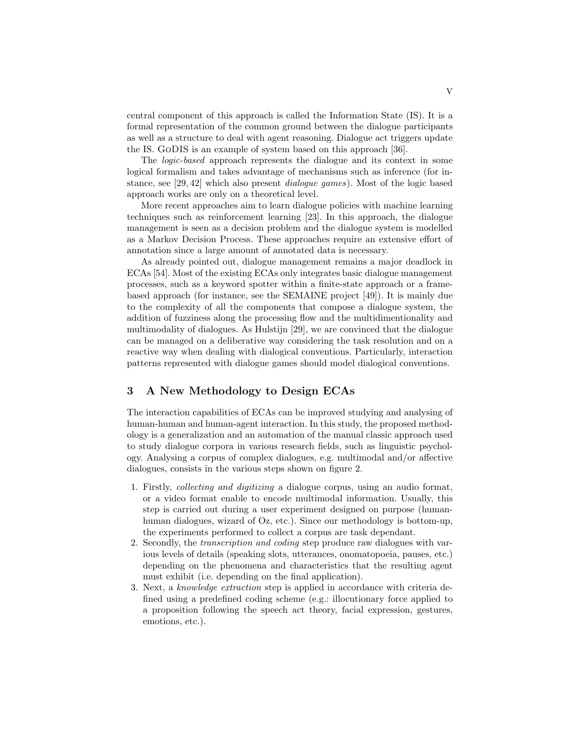central component of this approach is called the Information State (IS). It is a formal representation of the common ground between the dialogue participants as well as a structure to deal with agent reasoning. Dialogue act triggers update the IS. GoDIS is an example of system based on this approach [36].

The *logic-based* approach represents the dialogue and its context in some logical formalism and takes advantage of mechanisms such as inference (for instance, see [29, 42] which also present *dialogue games*). Most of the logic based approach works are only on a theoretical level.

More recent approaches aim to learn dialogue policies with machine learning techniques such as reinforcement learning [23]. In this approach, the dialogue management is seen as a decision problem and the dialogue system is modelled as a Markov Decision Process. These approaches require an extensive effort of annotation since a large amount of annotated data is necessary.

As already pointed out, dialogue management remains a major deadlock in ECAs [54]. Most of the existing ECAs only integrates basic dialogue management processes, such as a keyword spotter within a finite-state approach or a frame-based approach (for instance, see the SEMAINE project [49]). It is mainly due to the complexity of all the components that compose a dialogue system, the addition of fuzziness along the processing flow and the multidimentionality and multimodality of dialogues. As Hulstijn [29], we are convinced that the dialogue can be managed on a deliberative way considering the task resolution and on a reactive way when dealing with dialogical conventions. Particularly, interaction patterns represented with dialogue games should model dialogical conventions.

## 3 A New Methodology to Design ECAs

The interaction capabilities of ECAs can be improved studying and analysing of human-human and human-agent interaction. In this study, the proposed methodology is a generalization and an automation of the manual classic approach used to study dialogue corpora in various research fields, such as linguistic psychology. Analysing a corpus of complex dialogues, e.g. multimodal and/or affective dialogues, consists in the various steps shown on figure 2.

1. Firstly, *collecting and digitizing* a dialogue corpus, using an audio format, or a video format enable to encode multimodal information. Usually, this step is carried out during a user experiment designed on purpose (human-human dialogues, wizard of Oz, etc.). Since our methodology is bottom-up, the experiments performed to collect a corpus are task dependant.
2. Secondly, the *transcription and coding* step produce raw dialogues with various levels of details (speaking slots, utterances, onomatopoeia, pauses, etc.) depending on the phenomena and characteristics that the resulting agent must exhibit (i.e. depending on the final application).
3. Next, a *knowledge extraction* step is applied in accordance with criteria defined using a predefined coding scheme (e.g.: illocutionary force applied to a proposition following the speech act theory, facial expression, gestures, emotions, etc.).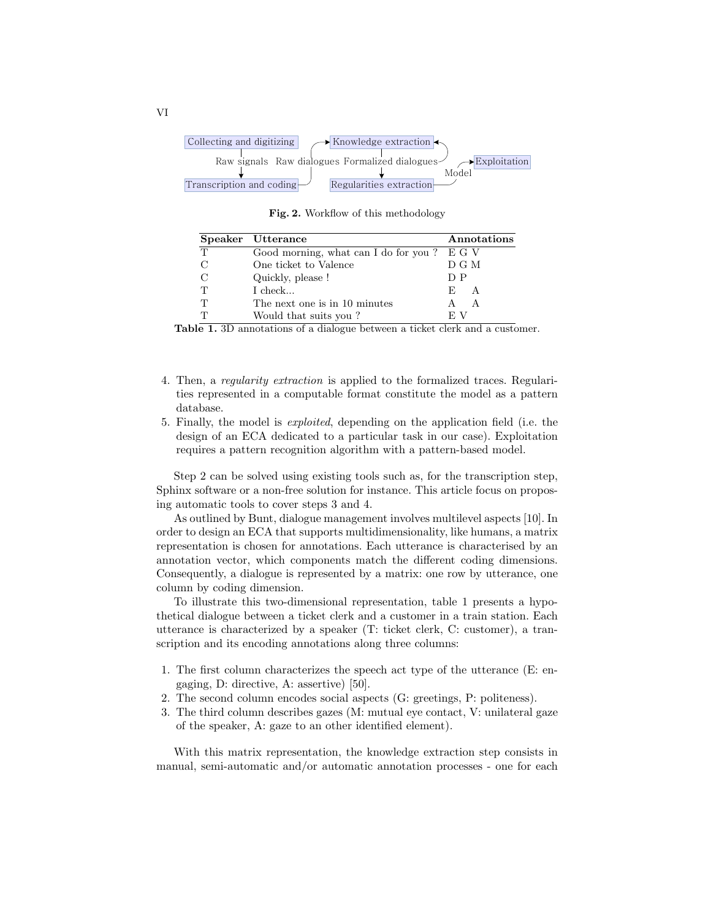**Fig. 2.** Workflow of this methodology

| Speaker | Utterance | Annotations |
|---|---|---|
| T | Good morning, what can I do for you ? | E G V |
| C | One ticket to Valence | D G M |
| C | Quickly, please ! | D P |
| T | I check... | E &nbsp;&nbsp; A |
| T | The next one is in 10 minutes | A &nbsp;&nbsp; A |
| T | Would that suits you ? | E V |

**Table 1.** 3D annotations of a dialogue between a ticket clerk and a customer.

4. Then, a *regularity extraction* is applied to the formalized traces. Regularities represented in a computable format constitute the model as a pattern database.
5. Finally, the model is *exploited*, depending on the application field (i.e. the design of an ECA dedicated to a particular task in our case). Exploitation requires a pattern recognition algorithm with a pattern-based model.

Step 2 can be solved using existing tools such as, for the transcription step, Sphinx software or a non-free solution for instance. This article focus on proposing automatic tools to cover steps 3 and 4.

As outlined by Bunt, dialogue management involves multilevel aspects [10]. In order to design an ECA that supports multidimensionality, like humans, a matrix representation is chosen for annotations. Each utterance is characterised by an annotation vector, which components match the different coding dimensions. Consequently, a dialogue is represented by a matrix: one row by utterance, one column by coding dimension.

To illustrate this two-dimensional representation, table 1 presents a hypothetical dialogue between a ticket clerk and a customer in a train station. Each utterance is characterized by a speaker (T: ticket clerk, C: customer), a transcription and its encoding annotations along three columns:

1. The first column characterizes the speech act type of the utterance (E: engaging, D: directive, A: assertive) [50].
2. The second column encodes social aspects (G: greetings, P: politeness).
3. The third column describes gazes (M: mutual eye contact, V: unilateral gaze of the speaker, A: gaze to an other identified element).

With this matrix representation, the knowledge extraction step consists in manual, semi-automatic and/or automatic annotation processes - one for each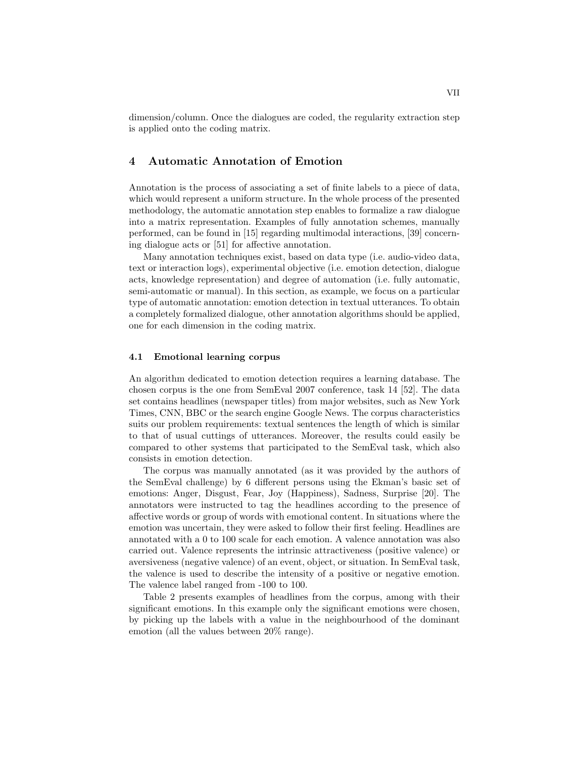dimension/column. Once the dialogues are coded, the regularity extraction step is applied onto the coding matrix.

## 4 Automatic Annotation of Emotion

Annotation is the process of associating a set of finite labels to a piece of data, which would represent a uniform structure. In the whole process of the presented methodology, the automatic annotation step enables to formalize a raw dialogue into a matrix representation. Examples of fully annotation schemes, manually performed, can be found in [15] regarding multimodal interactions, [39] concerning dialogue acts or [51] for affective annotation.

Many annotation techniques exist, based on data type (i.e. audio-video data, text or interaction logs), experimental objective (i.e. emotion detection, dialogue acts, knowledge representation) and degree of automation (i.e. fully automatic, semi-automatic or manual). In this section, as example, we focus on a particular type of automatic annotation: emotion detection in textual utterances. To obtain a completely formalized dialogue, other annotation algorithms should be applied, one for each dimension in the coding matrix.

### 4.1 Emotional learning corpus

An algorithm dedicated to emotion detection requires a learning database. The chosen corpus is the one from SemEval 2007 conference, task 14 [52]. The data set contains headlines (newspaper titles) from major websites, such as New York Times, CNN, BBC or the search engine Google News. The corpus characteristics suits our problem requirements: textual sentences the length of which is similar to that of usual cuttings of utterances. Moreover, the results could easily be compared to other systems that participated to the SemEval task, which also consists in emotion detection.

The corpus was manually annotated (as it was provided by the authors of the SemEval challenge) by 6 different persons using the Ekman's basic set of emotions: Anger, Disgust, Fear, Joy (Happiness), Sadness, Surprise [20]. The annotators were instructed to tag the headlines according to the presence of affective words or group of words with emotional content. In situations where the emotion was uncertain, they were asked to follow their first feeling. Headlines are annotated with a 0 to 100 scale for each emotion. A valence annotation was also carried out. Valence represents the intrinsic attractiveness (positive valence) or aversiveness (negative valence) of an event, object, or situation. In SemEval task, the valence is used to describe the intensity of a positive or negative emotion. The valence label ranged from -100 to 100.

Table 2 presents examples of headlines from the corpus, among with their significant emotions. In this example only the significant emotions were chosen, by picking up the labels with a value in the neighbourhood of the dominant emotion (all the values between 20% range).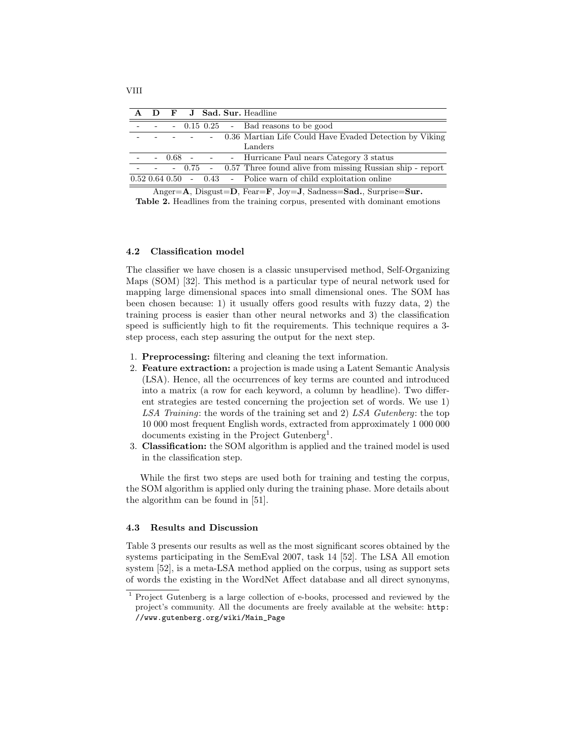| A | D | F | J | Sad. | Sur. | Headline |
|---|---|---|---|---|---|---|
| - | - | - | 0.15 | 0.25 | - | Bad reasons to be good |
| - | - | - | - | - | 0.36 | Martian Life Could Have Evaded Detection by Viking Landers |
| - | - | 0.68 | - | - | - | Hurricane Paul nears Category 3 status |
| - | - | - | 0.75 | - | 0.57 | Three found alive from missing Russian ship - report |
| 0.52 | 0.64 | 0.50 | - | 0.43 | - | Police warn of child exploitation online |

Anger=**A**, Disgust=**D**, Fear=**F**, Joy=**J**, Sadness=**Sad.**, Surprise=**Sur.**

**Table 2.** Headlines from the training corpus, presented with dominant emotions

### 4.2 Classification model

The classifier we have chosen is a classic unsupervised method, Self-Organizing Maps (SOM) [32]. This method is a particular type of neural network used for mapping large dimensional spaces into small dimensional ones. The SOM has been chosen because: 1) it usually offers good results with fuzzy data, 2) the training process is easier than other neural networks and 3) the classification speed is sufficiently high to fit the requirements. This technique requires a 3-step process, each step assuring the output for the next step.

1. **Preprocessing:** filtering and cleaning the text information.
2. **Feature extraction:** a projection is made using a Latent Semantic Analysis (LSA). Hence, all the occurrences of key terms are counted and introduced into a matrix (a row for each keyword, a column by headline). Two different strategies are tested concerning the projection set of words. We use 1) *LSA Training*: the words of the training set and 2) *LSA Gutenberg*: the top 10 000 most frequent English words, extracted from approximately 1 000 000 documents existing in the Project Gutenberg[1].
3. **Classification:** the SOM algorithm is applied and the trained model is used in the classification step.

While the first two steps are used both for training and testing the corpus, the SOM algorithm is applied only during the training phase. More details about the algorithm can be found in [51].

### 4.3 Results and Discussion

Table 3 presents our results as well as the most significant scores obtained by the systems participating in the SemEval 2007, task 14 [52]. The LSA All emotion system [52], is a meta-LSA method applied on the corpus, using as support sets of words the existing in the WordNet Affect database and all direct synonyms,

[1] Project Gutenberg is a large collection of e-books, processed and reviewed by the project's community. All the documents are freely available at the website: `http://www.gutenberg.org/wiki/Main_Page`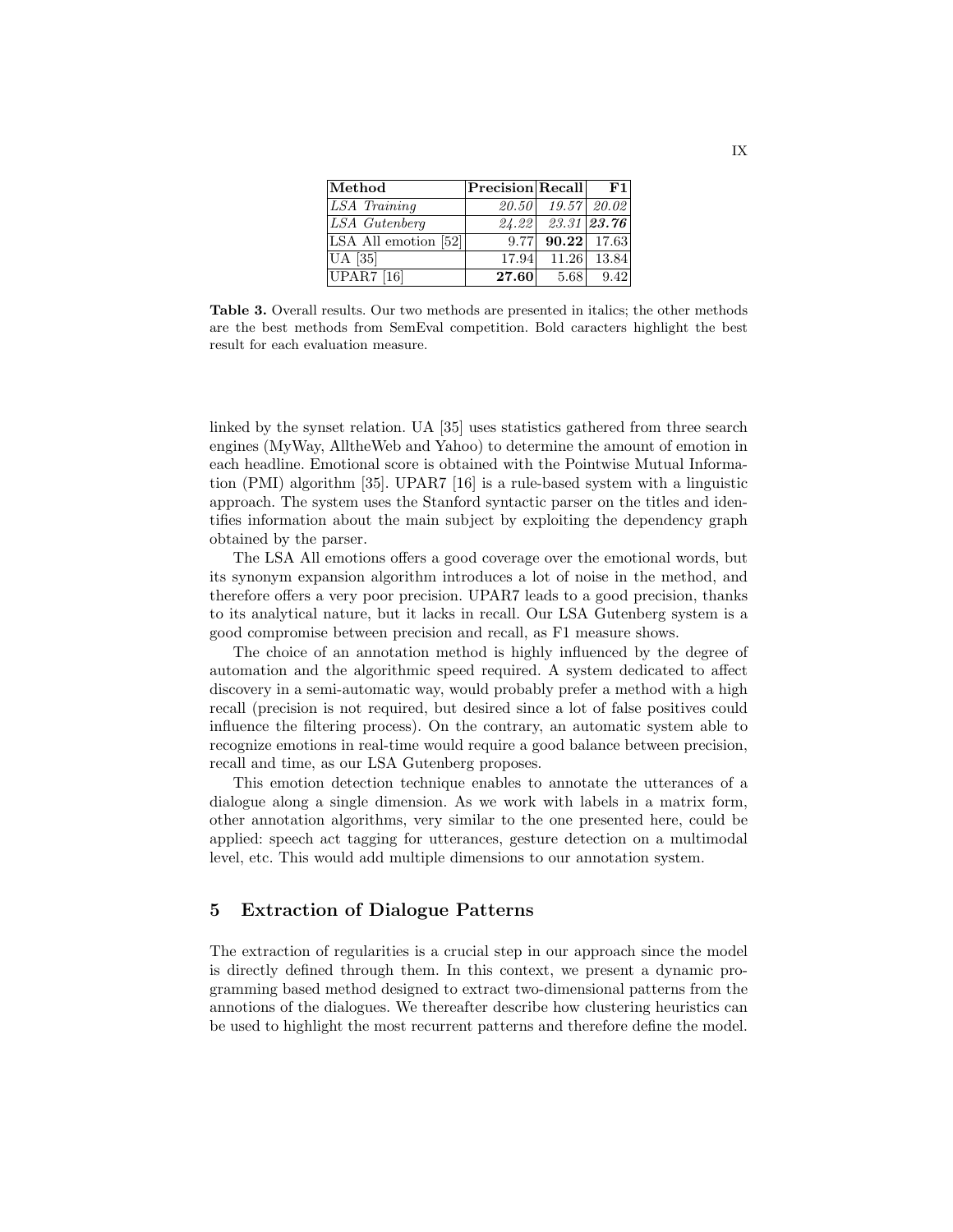| **Method** | **Precision** | **Recall** | **F1** |
| --- | --- | --- | --- |
| *LSA Training* | *20.50* | *19.57* | *20.02* |
| *LSA Gutenberg* | *24.22* | *23.31* | ***23.76*** |
| LSA All emotion [52] | 9.77 | **90.22** | 17.63 |
| UA [35] | 17.94 | 11.26 | 13.84 |
| UPAR7 [16] | **27.60** | 5.68 | 9.42 |

**Table 3.** Overall results. Our two methods are presented in italics; the other methods are the best methods from SemEval competition. Bold caracters highlight the best result for each evaluation measure.

linked by the synset relation. UA [35] uses statistics gathered from three search engines (MyWay, AlltheWeb and Yahoo) to determine the amount of emotion in each headline. Emotional score is obtained with the Pointwise Mutual Information (PMI) algorithm [35]. UPAR7 [16] is a rule-based system with a linguistic approach. The system uses the Stanford syntactic parser on the titles and identifies information about the main subject by exploiting the dependency graph obtained by the parser.

The LSA All emotions offers a good coverage over the emotional words, but its synonym expansion algorithm introduces a lot of noise in the method, and therefore offers a very poor precision. UPAR7 leads to a good precision, thanks to its analytical nature, but it lacks in recall. Our LSA Gutenberg system is a good compromise between precision and recall, as F1 measure shows.

The choice of an annotation method is highly influenced by the degree of automation and the algorithmic speed required. A system dedicated to affect discovery in a semi-automatic way, would probably prefer a method with a high recall (precision is not required, but desired since a lot of false positives could influence the filtering process). On the contrary, an automatic system able to recognize emotions in real-time would require a good balance between precision, recall and time, as our LSA Gutenberg proposes.

This emotion detection technique enables to annotate the utterances of a dialogue along a single dimension. As we work with labels in a matrix form, other annotation algorithms, very similar to the one presented here, could be applied: speech act tagging for utterances, gesture detection on a multimodal level, etc. This would add multiple dimensions to our annotation system.

## 5 Extraction of Dialogue Patterns

The extraction of regularities is a crucial step in our approach since the model is directly defined through them. In this context, we present a dynamic programming based method designed to extract two-dimensional patterns from the annotions of the dialogues. We thereafter describe how clustering heuristics can be used to highlight the most recurrent patterns and therefore define the model.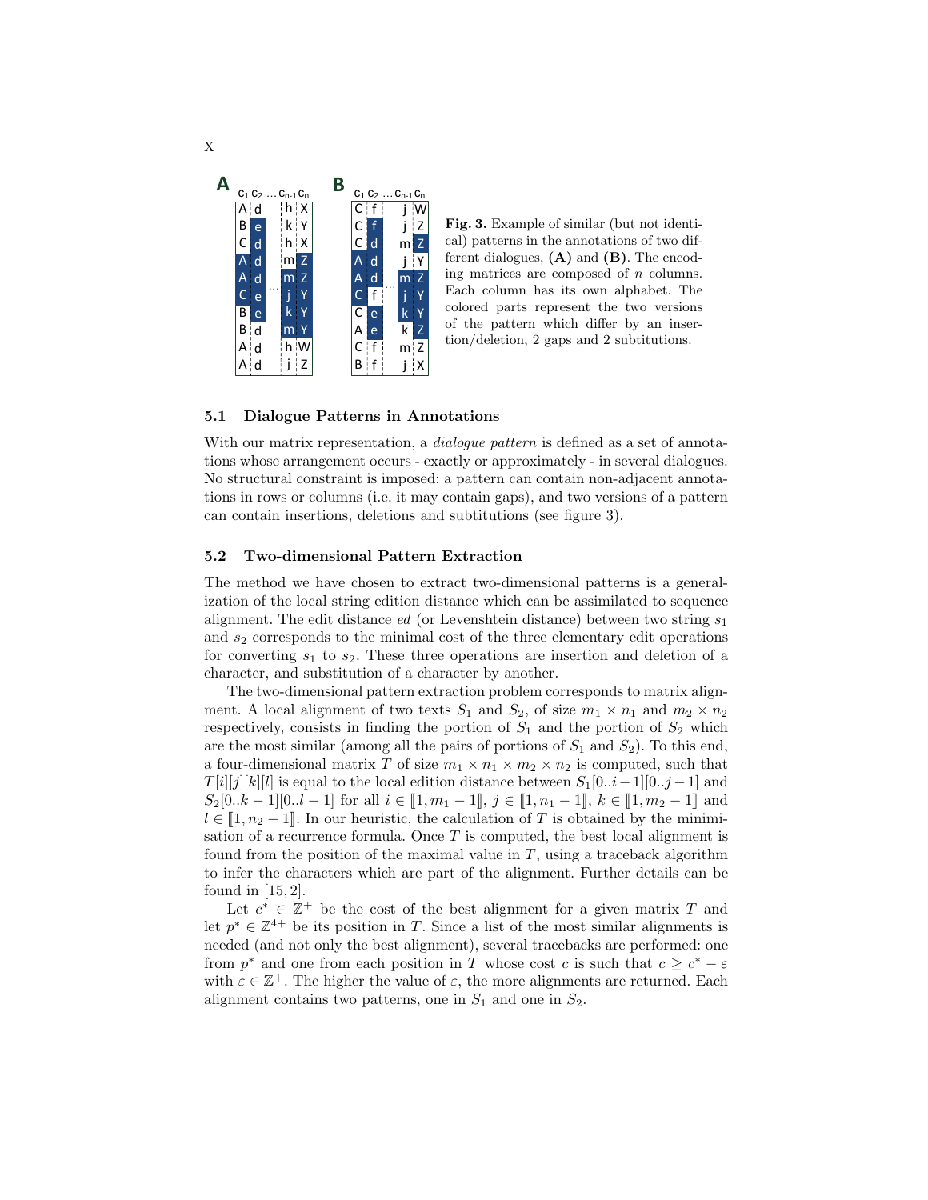**Fig. 3.** Example of similar (but not identical) patterns in the annotations of two different dialogues, **(A)** and **(B)**. The encoding matrices are composed of $n$ columns. Each column has its own alphabet. The colored parts represent the two versions of the pattern which differ by an insertion/deletion, 2 gaps and 2 subtitutions.

### 5.1 Dialogue Patterns in Annotations

With our matrix representation, a *dialogue pattern* is defined as a set of annotations whose arrangement occurs - exactly or approximately - in several dialogues. No structural constraint is imposed: a pattern can contain non-adjacent annotations in rows or columns (i.e. it may contain gaps), and two versions of a pattern can contain insertions, deletions and subtitutions (see figure 3).

### 5.2 Two-dimensional Pattern Extraction

The method we have chosen to extract two-dimensional patterns is a generalization of the local string edition distance which can be assimilated to sequence alignment. The edit distance *ed* (or Levenshtein distance) between two string $s_1$ and $s_2$ corresponds to the minimal cost of the three elementary edit operations for converting $s_1$ to $s_2$. These three operations are insertion and deletion of a character, and substitution of a character by another.

The two-dimensional pattern extraction problem corresponds to matrix alignment. A local alignment of two texts $S_1$ and $S_2$, of size $m_1 \times n_1$ and $m_2 \times n_2$ respectively, consists in finding the portion of $S_1$ and the portion of $S_2$ which are the most similar (among all the pairs of portions of $S_1$ and $S_2$). To this end, a four-dimensional matrix $T$ of size $m_1 \times n_1 \times m_2 \times n_2$ is computed, such that $T[i][j][k][l]$ is equal to the local edition distance between $S_1[0..i-1][0..j-1]$ and $S_2[0..k-1][0..l-1]$ for all $i \in [\![1, m_1-1]\!]$, $j \in [\![1, n_1-1]\!]$, $k \in [\![1, m_2-1]\!]$ and $l \in [\![1, n_2-1]\!]$. In our heuristic, the calculation of $T$ is obtained by the minimisation of a recurrence formula. Once $T$ is computed, the best local alignment is found from the position of the maximal value in $T$, using a traceback algorithm to infer the characters which are part of the alignment. Further details can be found in [15, 2].

Let $c^* \in \mathbb{Z}^+$ be the cost of the best alignment for a given matrix $T$ and let $p^* \in \mathbb{Z}^{4+}$ be its position in $T$. Since a list of the most similar alignments is needed (and not only the best alignment), several tracebacks are performed: one from $p^*$ and one from each position in $T$ whose cost $c$ is such that $c \geq c^* - \varepsilon$ with $\varepsilon \in \mathbb{Z}^+$. The higher the value of $\varepsilon$, the more alignments are returned. Each alignment contains two patterns, one in $S_1$ and one in $S_2$.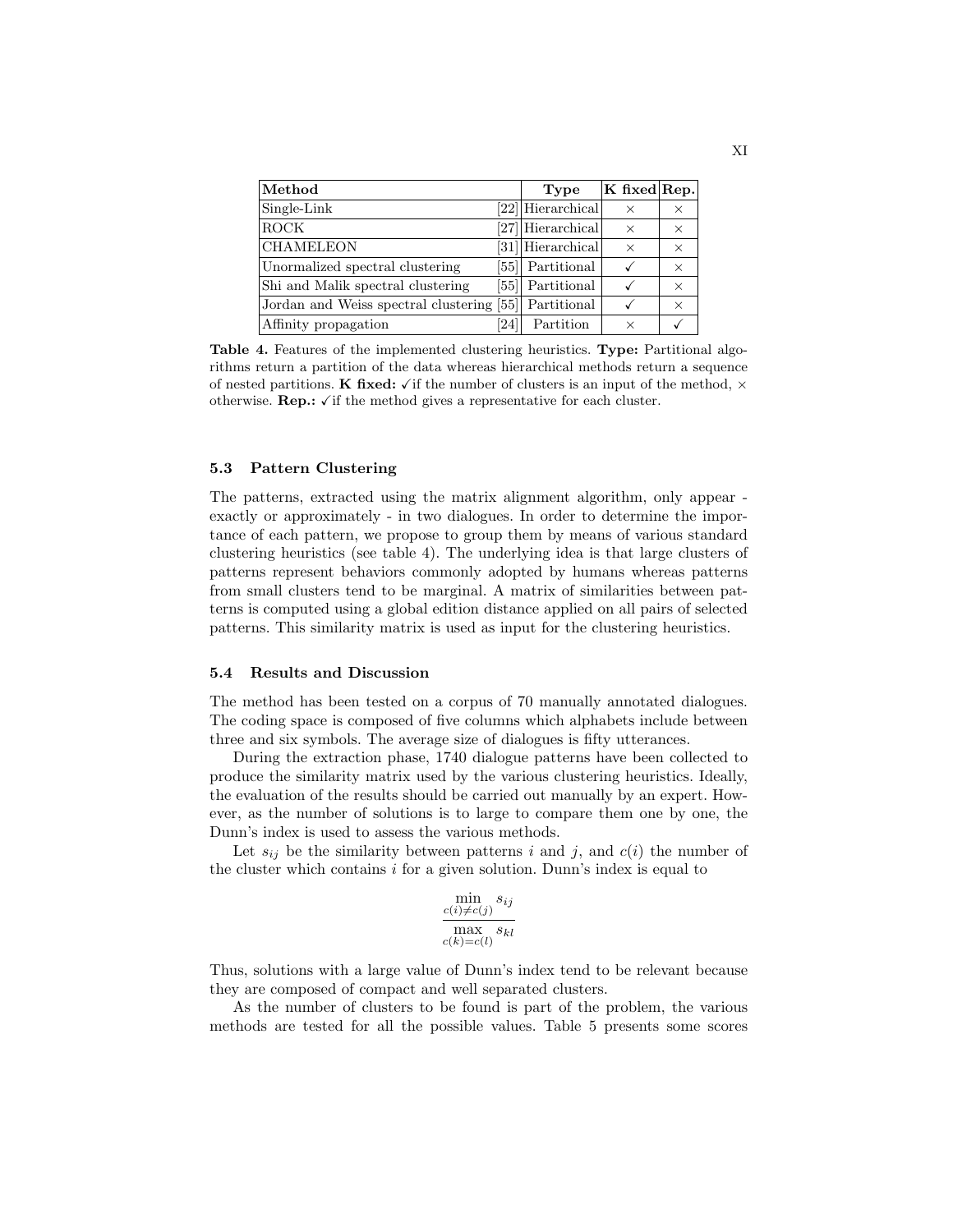| Method | | Type | K fixed | Rep. |
|---|---|---|---|---|
| Single-Link | [22] | Hierarchical | × | × |
| ROCK | [27] | Hierarchical | × | × |
| CHAMELEON | [31] | Hierarchical | × | × |
| Unormalized spectral clustering | [55] | Partitional | ✓ | × |
| Shi and Malik spectral clustering | [55] | Partitional | ✓ | × |
| Jordan and Weiss spectral clustering | [55] | Partitional | ✓ | × |
| Affinity propagation | [24] | Partition | × | ✓ |

**Table 4.** Features of the implemented clustering heuristics. **Type:** Partitional algorithms return a partition of the data whereas hierarchical methods return a sequence of nested partitions. **K fixed:** ✓if the number of clusters is an input of the method, × otherwise. **Rep.:** ✓if the method gives a representative for each cluster.

### 5.3 Pattern Clustering

The patterns, extracted using the matrix alignment algorithm, only appear - exactly or approximately - in two dialogues. In order to determine the importance of each pattern, we propose to group them by means of various standard clustering heuristics (see table 4). The underlying idea is that large clusters of patterns represent behaviors commonly adopted by humans whereas patterns from small clusters tend to be marginal. A matrix of similarities between patterns is computed using a global edition distance applied on all pairs of selected patterns. This similarity matrix is used as input for the clustering heuristics.

### 5.4 Results and Discussion

The method has been tested on a corpus of 70 manually annotated dialogues. The coding space is composed of five columns which alphabets include between three and six symbols. The average size of dialogues is fifty utterances.

During the extraction phase, 1740 dialogue patterns have been collected to produce the similarity matrix used by the various clustering heuristics. Ideally, the evaluation of the results should be carried out manually by an expert. However, as the number of solutions is to large to compare them one by one, the Dunn's index is used to assess the various methods.

Let $s_{ij}$ be the similarity between patterns $i$ and $j$, and $c(i)$ the number of the cluster which contains $i$ for a given solution. Dunn's index is equal to

$$\frac{\min\limits_{c(i)\neq c(j)} s_{ij}}{\max\limits_{c(k)=c(l)} s_{kl}}$$

Thus, solutions with a large value of Dunn's index tend to be relevant because they are composed of compact and well separated clusters.

As the number of clusters to be found is part of the problem, the various methods are tested for all the possible values. Table 5 presents some scores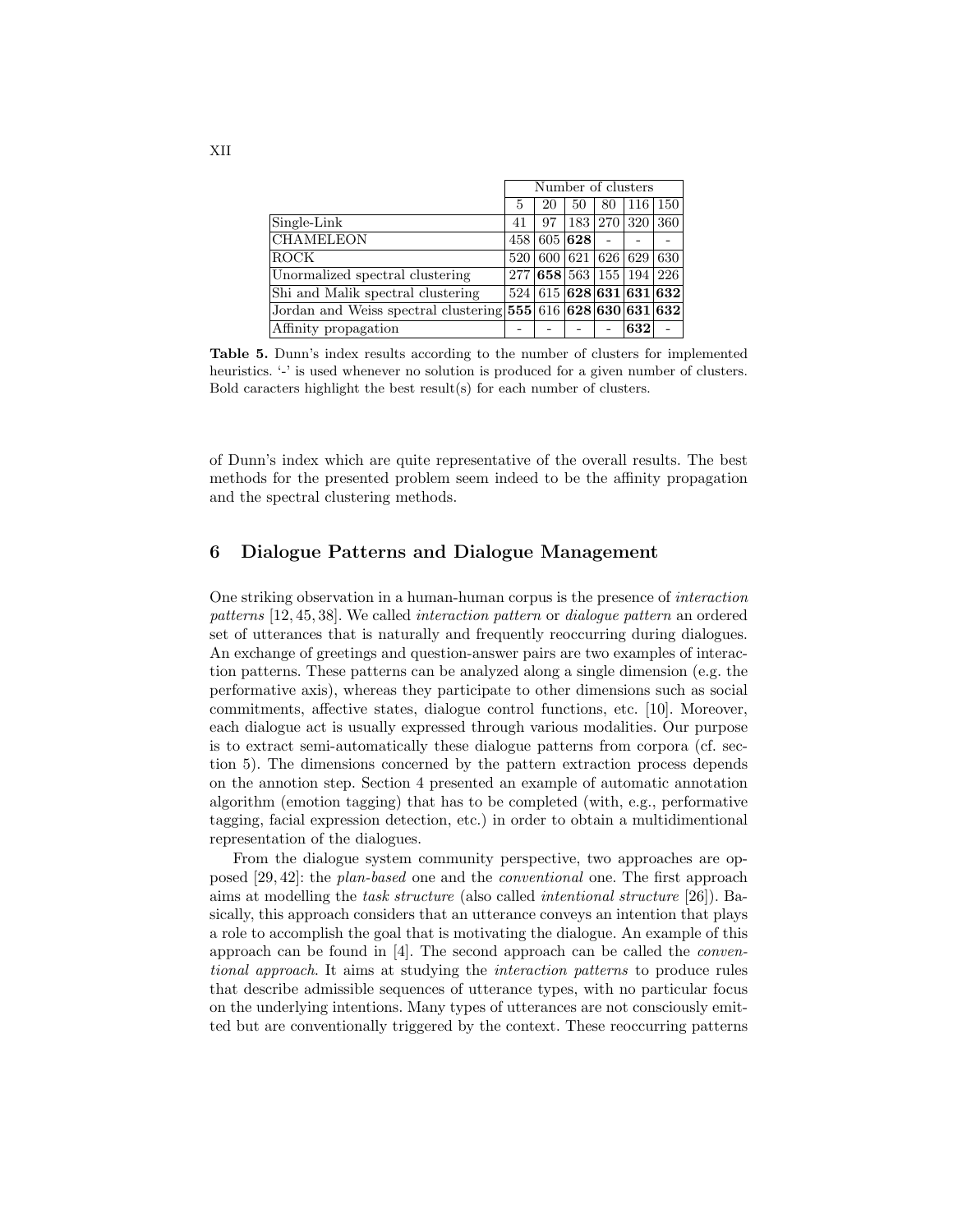| | Number of clusters | | | | | |
|---|---|---|---|---|---|---|
| | 5 | 20 | 50 | 80 | 116 | 150 |
| Single-Link | 41 | 97 | 183 | 270 | 320 | 360 |
| CHAMELEON | 458 | 605 | **628** | - | - | - |
| ROCK | 520 | 600 | 621 | 626 | 629 | 630 |
| Unormalized spectral clustering | 277 | **658** | 563 | 155 | 194 | 226 |
| Shi and Malik spectral clustering | 524 | 615 | **628** | **631** | **631** | **632** |
| Jordan and Weiss spectral clustering | **555** | 616 | **628** | **630** | **631** | **632** |
| Affinity propagation | - | - | - | - | **632** | - |

**Table 5.** Dunn's index results according to the number of clusters for implemented heuristics. '-' is used whenever no solution is produced for a given number of clusters. Bold caracters highlight the best result(s) for each number of clusters.

of Dunn's index which are quite representative of the overall results. The best methods for the presented problem seem indeed to be the affinity propagation and the spectral clustering methods.

## 6 Dialogue Patterns and Dialogue Management

One striking observation in a human-human corpus is the presence of *interaction patterns* [12, 45, 38]. We called *interaction pattern* or *dialogue pattern* an ordered set of utterances that is naturally and frequently reoccurring during dialogues. An exchange of greetings and question-answer pairs are two examples of interaction patterns. These patterns can be analyzed along a single dimension (e.g. the performative axis), whereas they participate to other dimensions such as social commitments, affective states, dialogue control functions, etc. [10]. Moreover, each dialogue act is usually expressed through various modalities. Our purpose is to extract semi-automatically these dialogue patterns from corpora (cf. section 5). The dimensions concerned by the pattern extraction process depends on the annotion step. Section 4 presented an example of automatic annotation algorithm (emotion tagging) that has to be completed (with, e.g., performative tagging, facial expression detection, etc.) in order to obtain a multidimentional representation of the dialogues.

From the dialogue system community perspective, two approaches are opposed [29, 42]: the *plan-based* one and the *conventional* one. The first approach aims at modelling the *task structure* (also called *intentional structure* [26]). Basically, this approach considers that an utterance conveys an intention that plays a role to accomplish the goal that is motivating the dialogue. An example of this approach can be found in [4]. The second approach can be called the *conventional approach*. It aims at studying the *interaction patterns* to produce rules that describe admissible sequences of utterance types, with no particular focus on the underlying intentions. Many types of utterances are not consciously emitted but are conventionally triggered by the context. These reoccurring patterns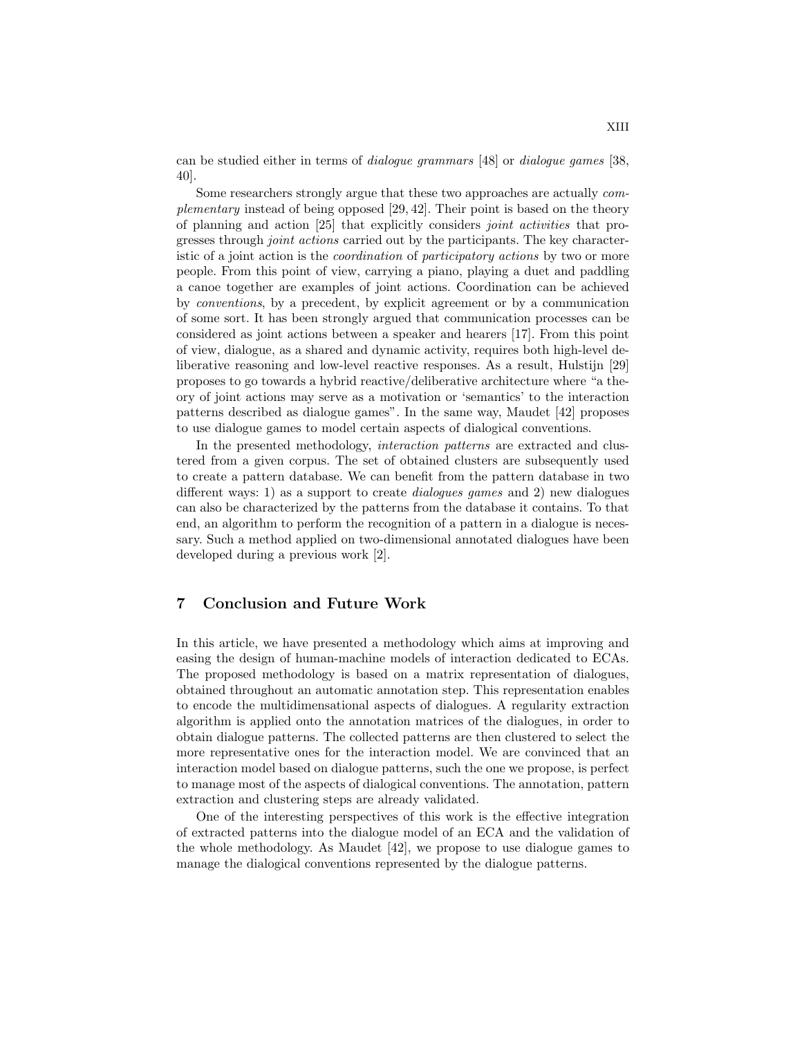can be studied either in terms of *dialogue grammars* [48] or *dialogue games* [38, 40].

Some researchers strongly argue that these two approaches are actually *complementary* instead of being opposed [29, 42]. Their point is based on the theory of planning and action [25] that explicitly considers *joint activities* that progresses through *joint actions* carried out by the participants. The key characteristic of a joint action is the *coordination* of *participatory actions* by two or more people. From this point of view, carrying a piano, playing a duet and paddling a canoe together are examples of joint actions. Coordination can be achieved by *conventions*, by a precedent, by explicit agreement or by a communication of some sort. It has been strongly argued that communication processes can be considered as joint actions between a speaker and hearers [17]. From this point of view, dialogue, as a shared and dynamic activity, requires both high-level deliberative reasoning and low-level reactive responses. As a result, Hulstijn [29] proposes to go towards a hybrid reactive/deliberative architecture where "a theory of joint actions may serve as a motivation or 'semantics' to the interaction patterns described as dialogue games". In the same way, Maudet [42] proposes to use dialogue games to model certain aspects of dialogical conventions.

In the presented methodology, *interaction patterns* are extracted and clustered from a given corpus. The set of obtained clusters are subsequently used to create a pattern database. We can benefit from the pattern database in two different ways: 1) as a support to create *dialogues games* and 2) new dialogues can also be characterized by the patterns from the database it contains. To that end, an algorithm to perform the recognition of a pattern in a dialogue is necessary. Such a method applied on two-dimensional annotated dialogues have been developed during a previous work [2].

## 7 Conclusion and Future Work

In this article, we have presented a methodology which aims at improving and easing the design of human-machine models of interaction dedicated to ECAs. The proposed methodology is based on a matrix representation of dialogues, obtained throughout an automatic annotation step. This representation enables to encode the multidimensational aspects of dialogues. A regularity extraction algorithm is applied onto the annotation matrices of the dialogues, in order to obtain dialogue patterns. The collected patterns are then clustered to select the more representative ones for the interaction model. We are convinced that an interaction model based on dialogue patterns, such the one we propose, is perfect to manage most of the aspects of dialogical conventions. The annotation, pattern extraction and clustering steps are already validated.

One of the interesting perspectives of this work is the effective integration of extracted patterns into the dialogue model of an ECA and the validation of the whole methodology. As Maudet [42], we propose to use dialogue games to manage the dialogical conventions represented by the dialogue patterns.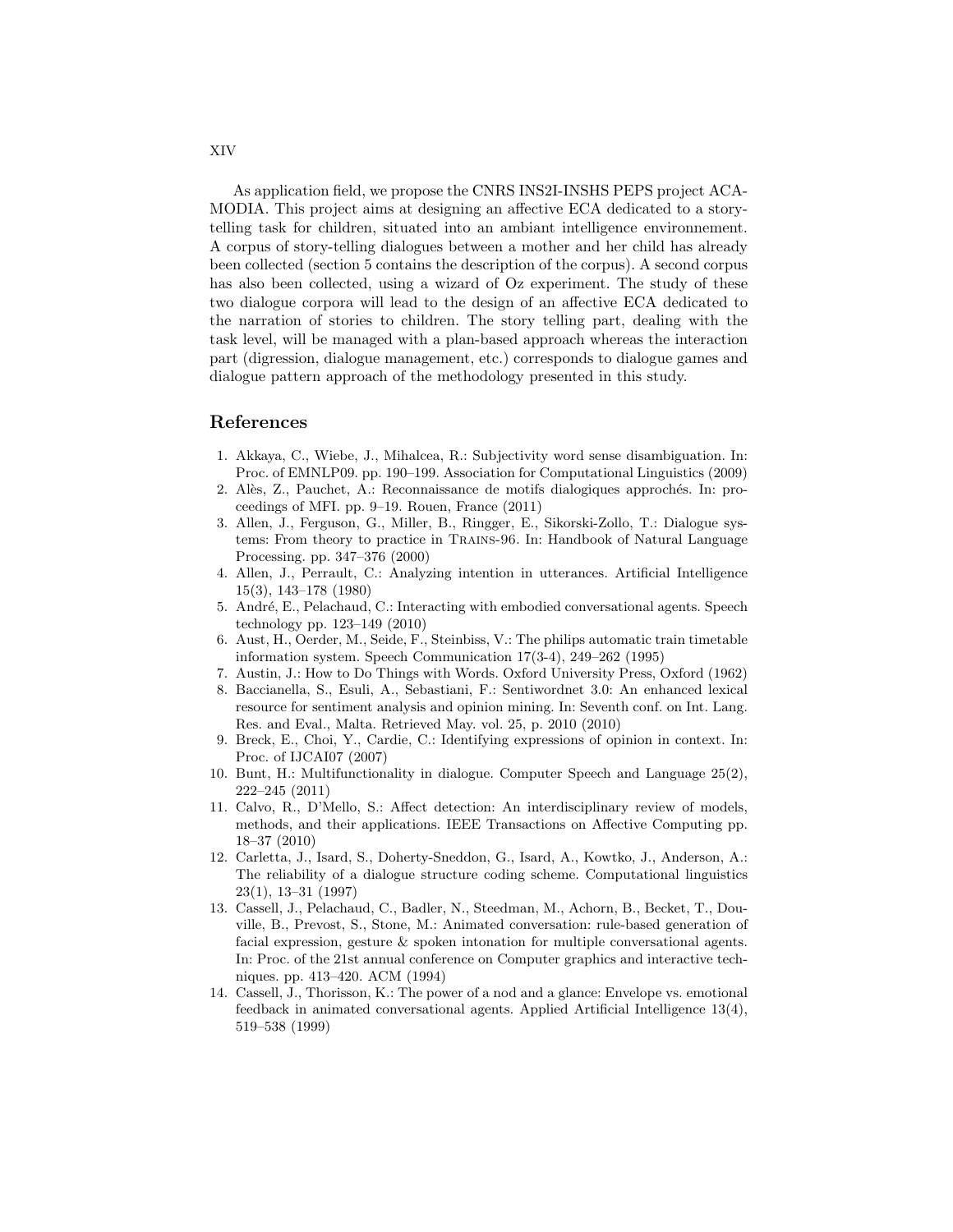As application field, we propose the CNRS INS2I-INSHS PEPS project ACAMODIA. This project aims at designing an affective ECA dedicated to a story-telling task for children, situated into an ambiant intelligence environnement. A corpus of story-telling dialogues between a mother and her child has already been collected (section 5 contains the description of the corpus). A second corpus has also been collected, using a wizard of Oz experiment. The study of these two dialogue corpora will lead to the design of an affective ECA dedicated to the narration of stories to children. The story telling part, dealing with the task level, will be managed with a plan-based approach whereas the interaction part (digression, dialogue management, etc.) corresponds to dialogue games and dialogue pattern approach of the methodology presented in this study.

## References

1. Akkaya, C., Wiebe, J., Mihalcea, R.: Subjectivity word sense disambiguation. In: Proc. of EMNLP09. pp. 190–199. Association for Computational Linguistics (2009)
2. Alès, Z., Pauchet, A.: Reconnaissance de motifs dialogiques approchés. In: proceedings of MFI. pp. 9–19. Rouen, France (2011)
3. Allen, J., Ferguson, G., Miller, B., Ringger, E., Sikorski-Zollo, T.: Dialogue systems: From theory to practice in Trains-96. In: Handbook of Natural Language Processing. pp. 347–376 (2000)
4. Allen, J., Perrault, C.: Analyzing intention in utterances. Artificial Intelligence 15(3), 143–178 (1980)
5. André, E., Pelachaud, C.: Interacting with embodied conversational agents. Speech technology pp. 123–149 (2010)
6. Aust, H., Oerder, M., Seide, F., Steinbiss, V.: The philips automatic train timetable information system. Speech Communication 17(3-4), 249–262 (1995)
7. Austin, J.: How to Do Things with Words. Oxford University Press, Oxford (1962)
8. Baccianella, S., Esuli, A., Sebastiani, F.: Sentiwordnet 3.0: An enhanced lexical resource for sentiment analysis and opinion mining. In: Seventh conf. on Int. Lang. Res. and Eval., Malta. Retrieved May. vol. 25, p. 2010 (2010)
9. Breck, E., Choi, Y., Cardie, C.: Identifying expressions of opinion in context. In: Proc. of IJCAI07 (2007)
10. Bunt, H.: Multifunctionality in dialogue. Computer Speech and Language 25(2), 222–245 (2011)
11. Calvo, R., D'Mello, S.: Affect detection: An interdisciplinary review of models, methods, and their applications. IEEE Transactions on Affective Computing pp. 18–37 (2010)
12. Carletta, J., Isard, S., Doherty-Sneddon, G., Isard, A., Kowtko, J., Anderson, A.: The reliability of a dialogue structure coding scheme. Computational linguistics 23(1), 13–31 (1997)
13. Cassell, J., Pelachaud, C., Badler, N., Steedman, M., Achorn, B., Becket, T., Douville, B., Prevost, S., Stone, M.: Animated conversation: rule-based generation of facial expression, gesture & spoken intonation for multiple conversational agents. In: Proc. of the 21st annual conference on Computer graphics and interactive techniques. pp. 413–420. ACM (1994)
14. Cassell, J., Thorisson, K.: The power of a nod and a glance: Envelope vs. emotional feedback in animated conversational agents. Applied Artificial Intelligence 13(4), 519–538 (1999)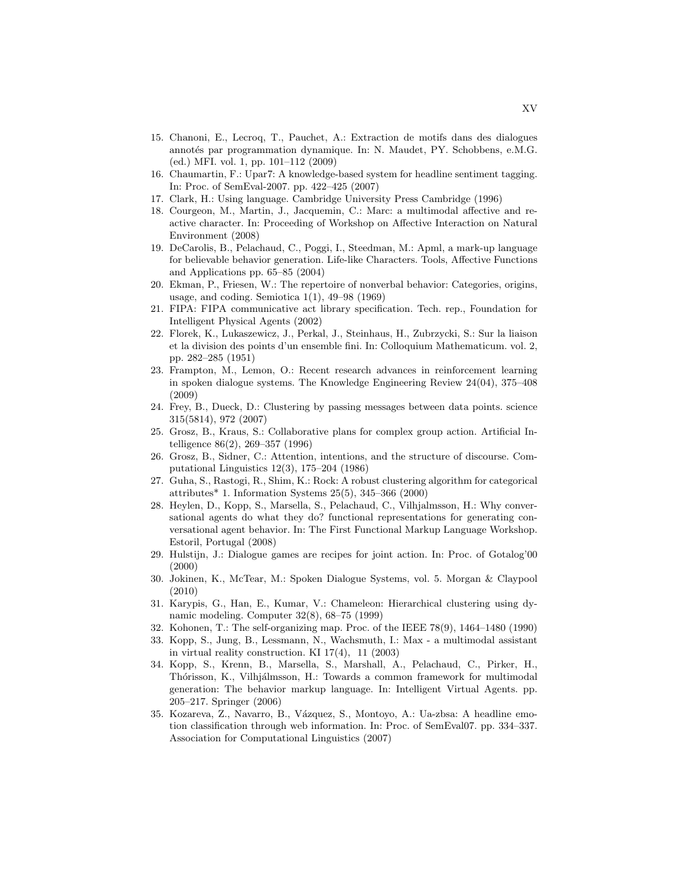15. Chanoni, E., Lecroq, T., Pauchet, A.: Extraction de motifs dans des dialogues annotés par programmation dynamique. In: N. Maudet, PY. Schobbens, e.M.G. (ed.) MFI. vol. 1, pp. 101–112 (2009)
16. Chaumartin, F.: Upar7: A knowledge-based system for headline sentiment tagging. In: Proc. of SemEval-2007. pp. 422–425 (2007)
17. Clark, H.: Using language. Cambridge University Press Cambridge (1996)
18. Courgeon, M., Martin, J., Jacquemin, C.: Marc: a multimodal affective and reactive character. In: Proceeding of Workshop on Affective Interaction on Natural Environment (2008)
19. DeCarolis, B., Pelachaud, C., Poggi, I., Steedman, M.: Apml, a mark-up language for believable behavior generation. Life-like Characters. Tools, Affective Functions and Applications pp. 65–85 (2004)
20. Ekman, P., Friesen, W.: The repertoire of nonverbal behavior: Categories, origins, usage, and coding. Semiotica 1(1), 49–98 (1969)
21. FIPA: FIPA communicative act library specification. Tech. rep., Foundation for Intelligent Physical Agents (2002)
22. Florek, K., Lukaszewicz, J., Perkal, J., Steinhaus, H., Zubrzycki, S.: Sur la liaison et la division des points d'un ensemble fini. In: Colloquium Mathematicum. vol. 2, pp. 282–285 (1951)
23. Frampton, M., Lemon, O.: Recent research advances in reinforcement learning in spoken dialogue systems. The Knowledge Engineering Review 24(04), 375–408 (2009)
24. Frey, B., Dueck, D.: Clustering by passing messages between data points. science 315(5814), 972 (2007)
25. Grosz, B., Kraus, S.: Collaborative plans for complex group action. Artificial Intelligence 86(2), 269–357 (1996)
26. Grosz, B., Sidner, C.: Attention, intentions, and the structure of discourse. Computational Linguistics 12(3), 175–204 (1986)
27. Guha, S., Rastogi, R., Shim, K.: Rock: A robust clustering algorithm for categorical attributes* 1. Information Systems 25(5), 345–366 (2000)
28. Heylen, D., Kopp, S., Marsella, S., Pelachaud, C., Vilhjalmsson, H.: Why conversational agents do what they do? functional representations for generating conversational agent behavior. In: The First Functional Markup Language Workshop. Estoril, Portugal (2008)
29. Hulstijn, J.: Dialogue games are recipes for joint action. In: Proc. of Gotalog'00 (2000)
30. Jokinen, K., McTear, M.: Spoken Dialogue Systems, vol. 5. Morgan & Claypool (2010)
31. Karypis, G., Han, E., Kumar, V.: Chameleon: Hierarchical clustering using dynamic modeling. Computer 32(8), 68–75 (1999)
32. Kohonen, T.: The self-organizing map. Proc. of the IEEE 78(9), 1464–1480 (1990)
33. Kopp, S., Jung, B., Lessmann, N., Wachsmuth, I.: Max - a multimodal assistant in virtual reality construction. KI 17(4), 11 (2003)
34. Kopp, S., Krenn, B., Marsella, S., Marshall, A., Pelachaud, C., Pirker, H., Thórisson, K., Vilhjálmsson, H.: Towards a common framework for multimodal generation: The behavior markup language. In: Intelligent Virtual Agents. pp. 205–217. Springer (2006)
35. Kozareva, Z., Navarro, B., Vázquez, S., Montoyo, A.: Ua-zbsa: A headline emotion classification through web information. In: Proc. of SemEval07. pp. 334–337. Association for Computational Linguistics (2007)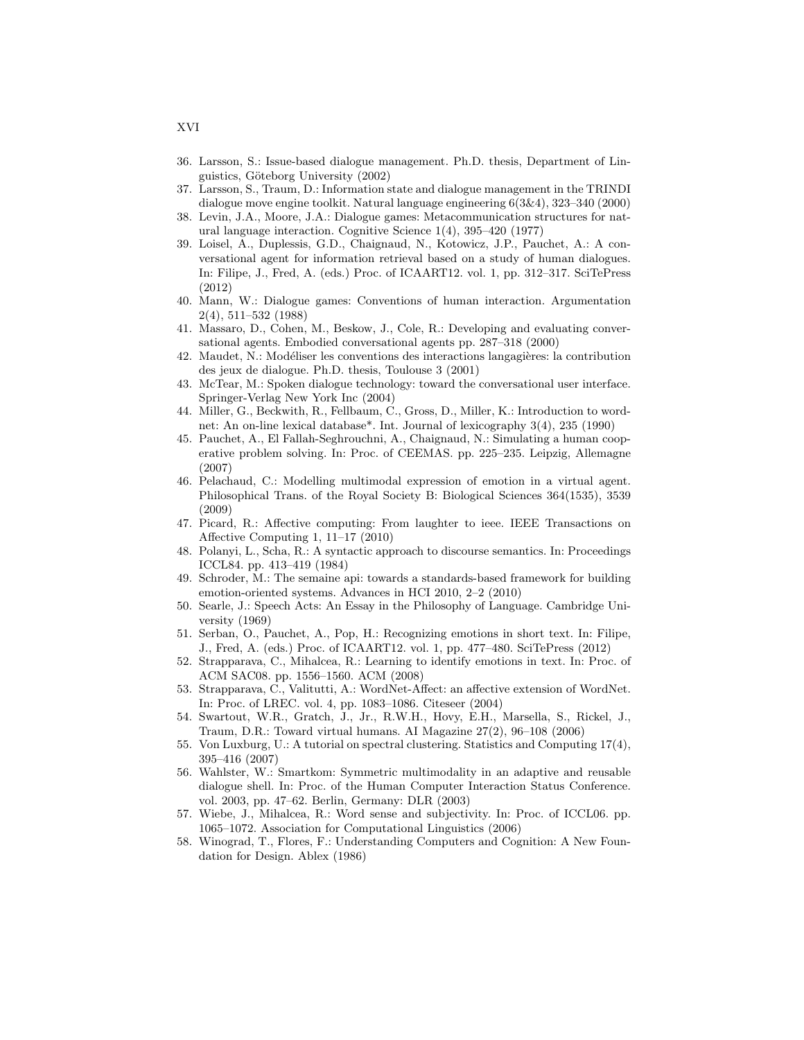36. Larsson, S.: Issue-based dialogue management. Ph.D. thesis, Department of Linguistics, Göteborg University (2002)
37. Larsson, S., Traum, D.: Information state and dialogue management in the TRINDI dialogue move engine toolkit. Natural language engineering 6(3&4), 323–340 (2000)
38. Levin, J.A., Moore, J.A.: Dialogue games: Metacommunication structures for natural language interaction. Cognitive Science 1(4), 395–420 (1977)
39. Loisel, A., Duplessis, G.D., Chaignaud, N., Kotowicz, J.P., Pauchet, A.: A conversational agent for information retrieval based on a study of human dialogues. In: Filipe, J., Fred, A. (eds.) Proc. of ICAART12. vol. 1, pp. 312–317. SciTePress (2012)
40. Mann, W.: Dialogue games: Conventions of human interaction. Argumentation 2(4), 511–532 (1988)
41. Massaro, D., Cohen, M., Beskow, J., Cole, R.: Developing and evaluating conversational agents. Embodied conversational agents pp. 287–318 (2000)
42. Maudet, N.: Modéliser les conventions des interactions langagières: la contribution des jeux de dialogue. Ph.D. thesis, Toulouse 3 (2001)
43. McTear, M.: Spoken dialogue technology: toward the conversational user interface. Springer-Verlag New York Inc (2004)
44. Miller, G., Beckwith, R., Fellbaum, C., Gross, D., Miller, K.: Introduction to wordnet: An on-line lexical database*. Int. Journal of lexicography 3(4), 235 (1990)
45. Pauchet, A., El Fallah-Seghrouchni, A., Chaignaud, N.: Simulating a human cooperative problem solving. In: Proc. of CEEMAS. pp. 225–235. Leipzig, Allemagne (2007)
46. Pelachaud, C.: Modelling multimodal expression of emotion in a virtual agent. Philosophical Trans. of the Royal Society B: Biological Sciences 364(1535), 3539 (2009)
47. Picard, R.: Affective computing: From laughter to ieee. IEEE Transactions on Affective Computing 1, 11–17 (2010)
48. Polanyi, L., Scha, R.: A syntactic approach to discourse semantics. In: Proceedings ICCL84. pp. 413–419 (1984)
49. Schroder, M.: The semaine api: towards a standards-based framework for building emotion-oriented systems. Advances in HCI 2010, 2–2 (2010)
50. Searle, J.: Speech Acts: An Essay in the Philosophy of Language. Cambridge University (1969)
51. Serban, O., Pauchet, A., Pop, H.: Recognizing emotions in short text. In: Filipe, J., Fred, A. (eds.) Proc. of ICAART12. vol. 1, pp. 477–480. SciTePress (2012)
52. Strapparava, C., Mihalcea, R.: Learning to identify emotions in text. In: Proc. of ACM SAC08. pp. 1556–1560. ACM (2008)
53. Strapparava, C., Valitutti, A.: WordNet-Affect: an affective extension of WordNet. In: Proc. of LREC. vol. 4, pp. 1083–1086. Citeseer (2004)
54. Swartout, W.R., Gratch, J., Jr., R.W.H., Hovy, E.H., Marsella, S., Rickel, J., Traum, D.R.: Toward virtual humans. AI Magazine 27(2), 96–108 (2006)
55. Von Luxburg, U.: A tutorial on spectral clustering. Statistics and Computing 17(4), 395–416 (2007)
56. Wahlster, W.: Smartkom: Symmetric multimodality in an adaptive and reusable dialogue shell. In: Proc. of the Human Computer Interaction Status Conference. vol. 2003, pp. 47–62. Berlin, Germany: DLR (2003)
57. Wiebe, J., Mihalcea, R.: Word sense and subjectivity. In: Proc. of ICCL06. pp. 1065–1072. Association for Computational Linguistics (2006)
58. Winograd, T., Flores, F.: Understanding Computers and Cognition: A New Foundation for Design. Ablex (1986)